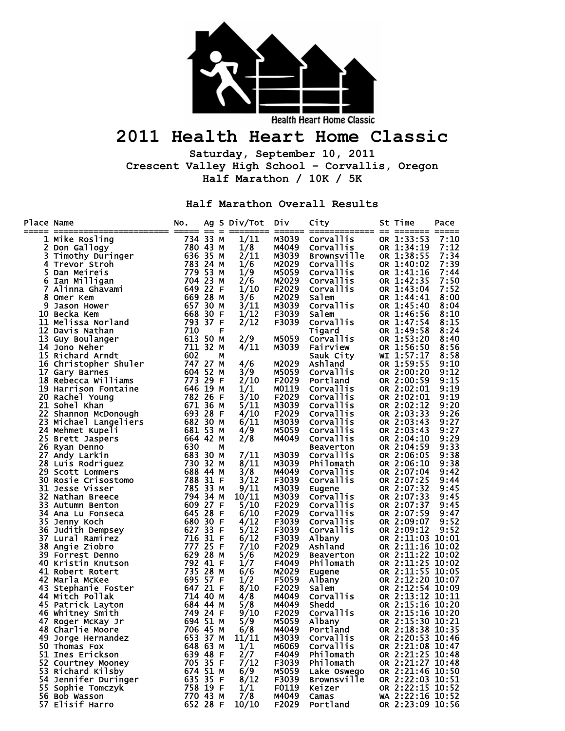Health Heart Home Classic

# 2011 Health Heart Home Classic

**Saturday, September 10, 2011**

**Crescent Valley High School – Corvallis, Oregon**

**Half Marathon / 10K / 5K**

## Half Marathon Overall Results

| Place | Name | No. | Ag | S | Div/Tot | Div | City | St | Time | Pace |
|---|---|---|---|---|---|---|---|---|---|---|
| 1 | Mike Rosling | 734 | 33 | M | 1/11 | M3039 | Corvallis | OR | 1:33:53 | 7:10 |
| 2 | Don Gallogy | 780 | 43 | M | 1/8 | M4049 | Corvallis | OR | 1:34:19 | 7:12 |
| 3 | Timothy Duringer | 636 | 35 | M | 2/11 | M3039 | Brownsville | OR | 1:38:55 | 7:34 |
| 4 | Trevor Stroh | 783 | 24 | M | 1/6 | M2029 | Corvallis | OR | 1:40:02 | 7:39 |
| 5 | Dan Meireis | 779 | 53 | M | 1/9 | M5059 | Corvallis | OR | 1:41:16 | 7:44 |
| 6 | Ian Milligan | 704 | 23 | M | 2/6 | M2029 | Corvallis | OR | 1:42:35 | 7:50 |
| 7 | Alinna Ghavami | 649 | 22 | F | 1/10 | F2029 | Corvallis | OR | 1:43:04 | 7:52 |
| 8 | Omer Kem | 669 | 28 | M | 3/6 | M2029 | Salem | OR | 1:44:41 | 8:00 |
| 9 | Jason Hower | 657 | 30 | M | 3/11 | M3039 | Corvallis | OR | 1:45:40 | 8:04 |
| 10 | Becka Kem | 668 | 30 | F | 1/12 | F3039 | Salem | OR | 1:46:56 | 8:10 |
| 11 | Melissa Norland | 793 | 37 | F | 2/12 | F3039 | Corvallis | OR | 1:47:54 | 8:15 |
| 12 | Davis Nathan | 710 | | F | | | Tigard | OR | 1:49:58 | 8:24 |
| 13 | Guy Boulanger | 613 | 50 | M | 2/9 | M5059 | Corvallis | OR | 1:53:20 | 8:40 |
| 14 | Jono Neher | 711 | 32 | M | 4/11 | M3039 | Fairview | OR | 1:56:50 | 8:56 |
| 15 | Richard Arndt | 602 | | M | | | Sauk City | WI | 1:57:17 | 8:58 |
| 16 | Christopher Shuler | 747 | 27 | M | 4/6 | M2029 | Ashland | OR | 1:59:55 | 9:10 |
| 17 | Gary Barnes | 604 | 52 | M | 3/9 | M5059 | Corvallis | OR | 2:00:20 | 9:12 |
| 18 | Rebecca Williams | 773 | 29 | F | 2/10 | F2029 | Portland | OR | 2:00:59 | 9:15 |
| 19 | Harrison Fontaine | 646 | 19 | M | 1/1 | M0119 | Corvallis | OR | 2:02:01 | 9:19 |
| 20 | Rachel Young | 782 | 26 | F | 3/10 | F2029 | Corvallis | OR | 2:02:01 | 9:19 |
| 21 | Sohel Khan | 671 | 36 | M | 5/11 | M3039 | Corvallis | OR | 2:02:12 | 9:20 |
| 22 | Shannon McDonough | 693 | 28 | F | 4/10 | F2029 | Corvallis | OR | 2:03:33 | 9:26 |
| 23 | Michael Langeliers | 682 | 30 | M | 6/11 | M3039 | Corvallis | OR | 2:03:43 | 9:27 |
| 24 | Mehmet Kupeli | 681 | 53 | M | 4/9 | M5059 | Corvallis | OR | 2:03:43 | 9:27 |
| 25 | Brett Jaspers | 664 | 42 | M | 2/8 | M4049 | Corvallis | OR | 2:04:10 | 9:29 |
| 26 | Ryan Denno | 630 | | M | | | Beaverton | OR | 2:04:59 | 9:33 |
| 27 | Andy Larkin | 683 | 30 | M | 7/11 | M3039 | Corvallis | OR | 2:06:05 | 9:38 |
| 28 | Luis Rodriguez | 730 | 32 | M | 8/11 | M3039 | Philomath | OR | 2:06:10 | 9:38 |
| 29 | Scott Lommers | 688 | 44 | M | 3/8 | M4049 | Corvallis | OR | 2:07:04 | 9:42 |
| 30 | Rosie Crisostomo | 788 | 31 | F | 3/12 | F3039 | Corvallis | OR | 2:07:25 | 9:44 |
| 31 | Jesse Visser | 785 | 33 | M | 9/11 | M3039 | Eugene | OR | 2:07:32 | 9:45 |
| 32 | Nathan Breece | 794 | 34 | M | 10/11 | M3039 | Corvallis | OR | 2:07:33 | 9:45 |
| 33 | Autumn Benton | 609 | 27 | F | 5/10 | F2029 | Corvallis | OR | 2:07:37 | 9:45 |
| 34 | Ana Lu Fonseca | 645 | 28 | F | 6/10 | F2029 | Corvallis | OR | 2:07:59 | 9:47 |
| 35 | Jenny Koch | 680 | 30 | F | 4/12 | F3039 | Corvallis | OR | 2:09:07 | 9:52 |
| 36 | Judith Dempsey | 627 | 33 | F | 5/12 | F3039 | Corvallis | OR | 2:09:12 | 9:52 |
| 37 | Lural Ramirez | 716 | 31 | F | 6/12 | F3039 | Albany | OR | 2:11:03 | 10:01 |
| 38 | Angie Ziobro | 777 | 25 | F | 7/10 | F2029 | Ashland | OR | 2:11:16 | 10:02 |
| 39 | Forrest Denno | 629 | 28 | M | 5/6 | M2029 | Beaverton | OR | 2:11:22 | 10:02 |
| 40 | Kristin Knutson | 792 | 41 | F | 1/7 | F4049 | Philomath | OR | 2:11:25 | 10:02 |
| 41 | Robert Rotert | 735 | 28 | M | 6/6 | M2029 | Eugene | OR | 2:11:55 | 10:05 |
| 42 | Marla McKee | 695 | 57 | F | 1/2 | F5059 | Albany | OR | 2:12:20 | 10:07 |
| 43 | Stephanie Foster | 647 | 21 | F | 8/10 | F2029 | Salem | OR | 2:12:54 | 10:09 |
| 44 | Mitch Pollak | 714 | 40 | M | 4/8 | M4049 | Corvallis | OR | 2:13:12 | 10:11 |
| 45 | Patrick Layton | 684 | 44 | M | 5/8 | M4049 | Shedd | OR | 2:15:16 | 10:20 |
| 46 | Whitney Smith | 749 | 24 | F | 9/10 | F2029 | Corvallis | OR | 2:15:16 | 10:20 |
| 47 | Roger McKay Jr | 694 | 51 | M | 5/9 | M5059 | Albany | OR | 2:15:30 | 10:21 |
| 48 | Charlie Moore | 706 | 45 | M | 6/8 | M4049 | Portland | OR | 2:18:38 | 10:35 |
| 49 | Jorge Hernandez | 653 | 37 | M | 11/11 | M3039 | Corvallis | OR | 2:20:53 | 10:46 |
| 50 | Thomas Fox | 648 | 63 | M | 1/1 | M6069 | Corvallis | OR | 2:21:08 | 10:47 |
| 51 | Ines Erickson | 639 | 48 | F | 2/7 | F4049 | Philomath | OR | 2:21:25 | 10:48 |
| 52 | Courtney Mooney | 705 | 35 | F | 7/12 | F3039 | Philomath | OR | 2:21:27 | 10:48 |
| 53 | Richard Kilsby | 674 | 51 | M | 6/9 | M5059 | Lake Oswego | OR | 2:21:46 | 10:50 |
| 54 | Jennifer Duringer | 635 | 35 | F | 8/12 | F3039 | Brownsville | OR | 2:22:03 | 10:51 |
| 55 | Sophie Tomczyk | 758 | 19 | F | 1/1 | F0119 | Keizer | OR | 2:22:15 | 10:52 |
| 56 | Bob Wasson | 770 | 43 | M | 7/8 | M4049 | Camas | WA | 2:22:16 | 10:52 |
| 57 | Elisif Harro | 652 | 28 | F | 10/10 | F2029 | Portland | OR | 2:23:09 | 10:56 |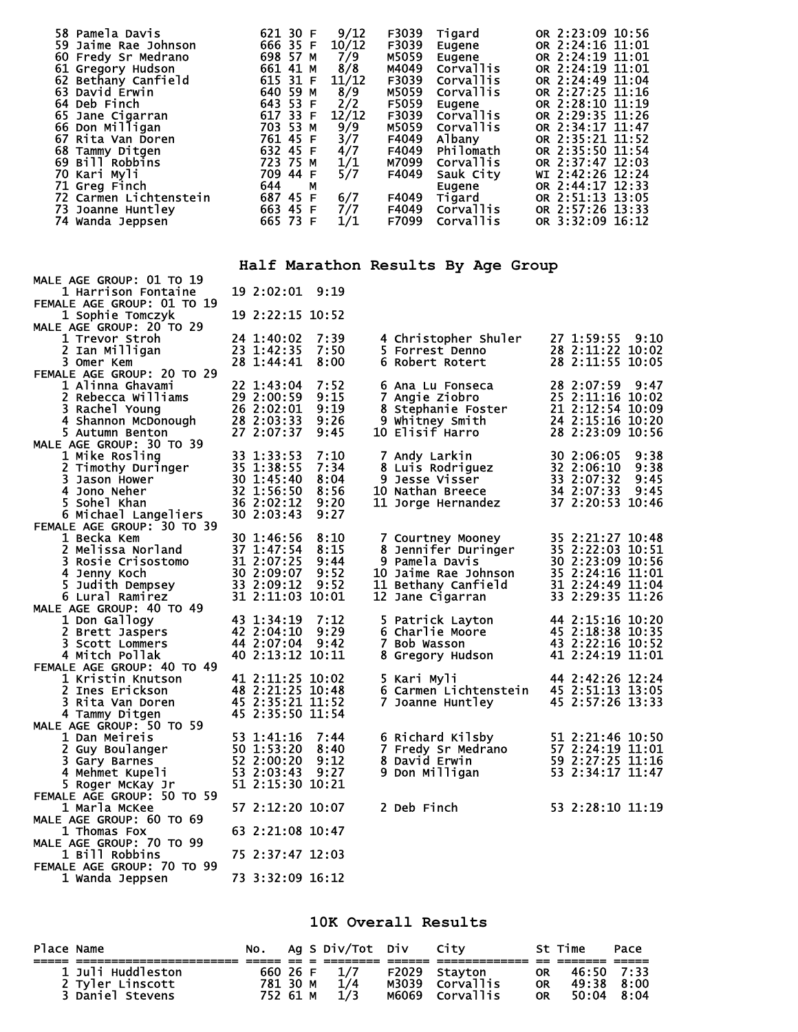| Place | Name | No. | Ag | S | Div/Tot | Div | City | St | Time | Pace |
|---|---|---|---|---|---|---|---|---|---|---|
| 58 | Pamela Davis | 621 | 30 | F | 9/12 | F3039 | Tigard | OR | 2:23:09 | 10:56 |
| 59 | Jaime Rae Johnson | 666 | 35 | F | 10/12 | F3039 | Eugene | OR | 2:24:16 | 11:01 |
| 60 | Fredy Sr Medrano | 698 | 57 | M | 7/9 | M5059 | Eugene | OR | 2:24:19 | 11:01 |
| 61 | Gregory Hudson | 661 | 41 | M | 8/8 | M4049 | Corvallis | OR | 2:24:19 | 11:01 |
| 62 | Bethany Canfield | 615 | 31 | F | 11/12 | F3039 | Corvallis | OR | 2:24:49 | 11:04 |
| 63 | David Erwin | 640 | 59 | M | 8/9 | M5059 | Corvallis | OR | 2:27:25 | 11:16 |
| 64 | Deb Finch | 643 | 53 | F | 2/2 | F5059 | Eugene | OR | 2:28:10 | 11:19 |
| 65 | Jane Cigarran | 617 | 33 | F | 12/12 | F3039 | Corvallis | OR | 2:29:35 | 11:26 |
| 66 | Don Milligan | 703 | 53 | M | 9/9 | M5059 | Corvallis | OR | 2:34:17 | 11:47 |
| 67 | Rita Van Doren | 761 | 45 | F | 3/7 | F4049 | Albany | OR | 2:35:21 | 11:52 |
| 68 | Tammy Ditgen | 632 | 45 | F | 4/7 | F4049 | Philomath | OR | 2:35:50 | 11:54 |
| 69 | Bill Robbins | 723 | 75 | M | 1/1 | M7099 | Corvallis | OR | 2:37:47 | 12:03 |
| 70 | Kari Myli | 709 | 44 | F | 5/7 | F4049 | Sauk City | WI | 2:42:26 | 12:24 |
| 71 | Greg Finch | 644 | | M | | | Eugene | OR | 2:44:17 | 12:33 |
| 72 | Carmen Lichtenstein | 687 | 45 | F | 6/7 | F4049 | Tigard | OR | 2:51:13 | 13:05 |
| 73 | Joanne Huntley | 663 | 45 | F | 7/7 | F4049 | Corvallis | OR | 2:57:26 | 13:33 |
| 74 | Wanda Jeppsen | 665 | 73 | F | 1/1 | F7099 | Corvallis | OR | 3:32:09 | 16:12 |

## Half Marathon Results By Age Group

**MALE AGE GROUP: 01 TO 19**

| Place | Name | Age | Time | Pace |
|---|---|---|---|---|
| 1 | Harrison Fontaine | 19 | 2:02:01 | 9:19 |

**FEMALE AGE GROUP: 01 TO 19**

| Place | Name | Age | Time | Pace |
|---|---|---|---|---|
| 1 | Sophie Tomczyk | 19 | 2:22:15 | 10:52 |

**MALE AGE GROUP: 20 TO 29**

| Place | Name | Age | Time | Pace |
|---|---|---|---|---|
| 1 | Trevor Stroh | 24 | 1:40:02 | 7:39 |
| 2 | Ian Milligan | 23 | 1:42:35 | 7:50 |
| 3 | Omer Kem | 28 | 1:44:41 | 8:00 |
| 4 | Christopher Shuler | 27 | 1:59:55 | 9:10 |
| 5 | Forrest Denno | 28 | 2:11:22 | 10:02 |
| 6 | Robert Rotert | 28 | 2:11:55 | 10:05 |

**FEMALE AGE GROUP: 20 TO 29**

| Place | Name | Age | Time | Pace |
|---|---|---|---|---|
| 1 | Alinna Ghavami | 22 | 1:43:04 | 7:52 |
| 2 | Rebecca Williams | 29 | 2:00:59 | 9:15 |
| 3 | Rachel Young | 26 | 2:02:01 | 9:19 |
| 4 | Shannon McDonough | 28 | 2:03:33 | 9:26 |
| 5 | Autumn Benton | 27 | 2:07:37 | 9:45 |
| 6 | Ana Lu Fonseca | 28 | 2:07:59 | 9:47 |
| 7 | Angie Ziobro | 25 | 2:11:16 | 10:02 |
| 8 | Stephanie Foster | 21 | 2:12:54 | 10:09 |
| 9 | Whitney Smith | 24 | 2:15:16 | 10:20 |
| 10 | Elisif Harro | 28 | 2:23:09 | 10:56 |

**MALE AGE GROUP: 30 TO 39**

| Place | Name | Age | Time | Pace |
|---|---|---|---|---|
| 1 | Mike Rosling | 33 | 1:33:53 | 7:10 |
| 2 | Timothy Duringer | 35 | 1:38:55 | 7:34 |
| 3 | Jason Hower | 30 | 1:45:40 | 8:04 |
| 4 | Jono Neher | 32 | 1:56:50 | 8:56 |
| 5 | Sohel Khan | 36 | 2:02:12 | 9:20 |
| 6 | Michael Langeliers | 30 | 2:03:43 | 9:27 |
| 7 | Andy Larkin | 30 | 2:06:05 | 9:38 |
| 8 | Luis Rodriguez | 32 | 2:06:10 | 9:38 |
| 9 | Jesse Visser | 33 | 2:07:32 | 9:45 |
| 10 | Nathan Breece | 34 | 2:07:33 | 9:45 |
| 11 | Jorge Hernandez | 37 | 2:20:53 | 10:46 |

**FEMALE AGE GROUP: 30 TO 39**

| Place | Name | Age | Time | Pace |
|---|---|---|---|---|
| 1 | Becka Kem | 30 | 1:46:56 | 8:10 |
| 2 | Melissa Norland | 37 | 1:47:54 | 8:15 |
| 3 | Rosie Crisostomo | 31 | 2:07:25 | 9:44 |
| 4 | Jenny Koch | 30 | 2:09:07 | 9:52 |
| 5 | Judith Dempsey | 33 | 2:09:12 | 9:52 |
| 6 | Lural Ramirez | 31 | 2:11:03 | 10:01 |
| 7 | Courtney Mooney | 35 | 2:21:27 | 10:48 |
| 8 | Jennifer Duringer | 35 | 2:22:03 | 10:51 |
| 9 | Pamela Davis | 30 | 2:23:09 | 10:56 |
| 10 | Jaime Rae Johnson | 35 | 2:24:16 | 11:01 |
| 11 | Bethany Canfield | 31 | 2:24:49 | 11:04 |
| 12 | Jane Cigarran | 33 | 2:29:35 | 11:26 |

**MALE AGE GROUP: 40 TO 49**

| Place | Name | Age | Time | Pace |
|---|---|---|---|---|
| 1 | Don Gallogy | 43 | 1:34:19 | 7:12 |
| 2 | Brett Jaspers | 42 | 2:04:10 | 9:29 |
| 3 | Scott Lommers | 44 | 2:07:04 | 9:42 |
| 4 | Mitch Pollak | 40 | 2:13:12 | 10:11 |
| 5 | Patrick Layton | 44 | 2:15:16 | 10:20 |
| 6 | Charlie Moore | 45 | 2:18:38 | 10:35 |
| 7 | Bob Wasson | 43 | 2:22:16 | 10:52 |
| 8 | Gregory Hudson | 41 | 2:24:19 | 11:01 |

**FEMALE AGE GROUP: 40 TO 49**

| Place | Name | Age | Time | Pace |
|---|---|---|---|---|
| 1 | Kristin Knutson | 41 | 2:11:25 | 10:02 |
| 2 | Ines Erickson | 48 | 2:21:25 | 10:48 |
| 3 | Rita Van Doren | 45 | 2:35:21 | 11:52 |
| 4 | Tammy Ditgen | 45 | 2:35:50 | 11:54 |
| 5 | Kari Myli | 44 | 2:42:26 | 12:24 |
| 6 | Carmen Lichtenstein | 45 | 2:51:13 | 13:05 |
| 7 | Joanne Huntley | 45 | 2:57:26 | 13:33 |

**MALE AGE GROUP: 50 TO 59**

| Place | Name | Age | Time | Pace |
|---|---|---|---|---|
| 1 | Dan Meireis | 53 | 1:41:16 | 7:44 |
| 2 | Guy Boulanger | 50 | 1:53:20 | 8:40 |
| 3 | Gary Barnes | 52 | 2:00:20 | 9:12 |
| 4 | Mehmet Kupeli | 53 | 2:03:43 | 9:27 |
| 5 | Roger McKay Jr | 51 | 2:15:30 | 10:21 |
| 6 | Richard Kilsby | 51 | 2:21:46 | 10:50 |
| 7 | Fredy Sr Medrano | 57 | 2:24:19 | 11:01 |
| 8 | David Erwin | 59 | 2:27:25 | 11:16 |
| 9 | Don Milligan | 53 | 2:34:17 | 11:47 |

**FEMALE AGE GROUP: 50 TO 59**

| Place | Name | Age | Time | Pace |
|---|---|---|---|---|
| 1 | Marla McKee | 57 | 2:12:20 | 10:07 |
| 2 | Deb Finch | 53 | 2:28:10 | 11:19 |

**MALE AGE GROUP: 60 TO 69**

| Place | Name | Age | Time | Pace |
|---|---|---|---|---|
| 1 | Thomas Fox | 63 | 2:21:08 | 10:47 |

**MALE AGE GROUP: 70 TO 99**

| Place | Name | Age | Time | Pace |
|---|---|---|---|---|
| 1 | Bill Robbins | 75 | 2:37:47 | 12:03 |

**FEMALE AGE GROUP: 70 TO 99**

| Place | Name | Age | Time | Pace |
|---|---|---|---|---|
| 1 | Wanda Jeppsen | 73 | 3:32:09 | 16:12 |

## 10K Overall Results

| Place | Name | No. | Ag | S | Div/Tot | Div | City | St | Time | Pace |
|---|---|---|---|---|---|---|---|---|---|---|
| 1 | Juli Huddleston | 660 | 26 | F | 1/7 | F2029 | Stayton | OR | 46:50 | 7:33 |
| 2 | Tyler Linscott | 781 | 30 | M | 1/4 | M3039 | Corvallis | OR | 49:38 | 8:00 |
| 3 | Daniel Stevens | 752 | 61 | M | 1/3 | M6069 | Corvallis | OR | 50:04 | 8:04 |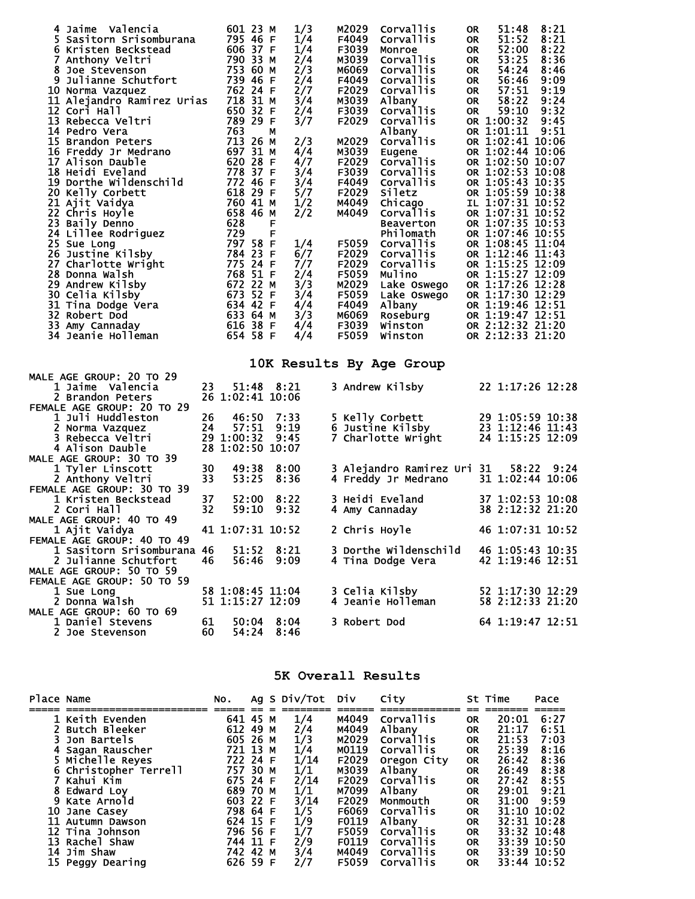| Place | Name | No. | Ag | S | Div/Tot | Div | City | St | Time | Pace |
|---|---|---|---|---|---|---|---|---|---|---|
| 4 | Jaime Valencia | 601 | 23 | M | 1/3 | M2029 | Corvallis | OR | 51:48 | 8:21 |
| 5 | Sasitorn Srisomburana | 795 | 46 | F | 1/4 | F4049 | Corvallis | OR | 51:52 | 8:21 |
| 6 | Kristen Beckstead | 606 | 37 | F | 1/4 | F3039 | Monroe | OR | 52:00 | 8:22 |
| 7 | Anthony Veltri | 790 | 33 | M | 2/4 | M3039 | Corvallis | OR | 53:25 | 8:36 |
| 8 | Joe Stevenson | 753 | 60 | M | 2/3 | M6069 | Corvallis | OR | 54:24 | 8:46 |
| 9 | Julianne Schutfort | 739 | 46 | F | 2/4 | F4049 | Corvallis | OR | 56:46 | 9:09 |
| 10 | Norma Vazquez | 762 | 24 | F | 2/7 | F2029 | Corvallis | OR | 57:51 | 9:19 |
| 11 | Alejandro Ramirez Urias | 718 | 31 | M | 3/4 | M3039 | Albany | OR | 58:22 | 9:24 |
| 12 | Cori Hall | 650 | 32 | F | 2/4 | F3039 | Corvallis | OR | 59:10 | 9:32 |
| 13 | Rebecca Veltri | 789 | 29 | F | 3/7 | F2029 | Corvallis | OR | 1:00:32 | 9:45 |
| 14 | Pedro Vera | 763 | | M | | | Albany | OR | 1:01:11 | 9:51 |
| 15 | Brandon Peters | 713 | 26 | M | 2/3 | M2029 | Corvallis | OR | 1:02:41 | 10:06 |
| 16 | Freddy Jr Medrano | 697 | 31 | M | 4/4 | M3039 | Eugene | OR | 1:02:44 | 10:06 |
| 17 | Alison Dauble | 620 | 28 | F | 4/7 | F2029 | Corvallis | OR | 1:02:50 | 10:07 |
| 18 | Heidi Eveland | 778 | 37 | F | 3/4 | F3039 | Corvallis | OR | 1:02:53 | 10:08 |
| 19 | Dorthe Wildenschild | 772 | 46 | F | 3/4 | F4049 | Corvallis | OR | 1:05:43 | 10:35 |
| 20 | Kelly Corbett | 618 | 29 | F | 5/7 | F2029 | Siletz | OR | 1:05:59 | 10:38 |
| 21 | Ajit Vaidya | 760 | 41 | M | 1/2 | M4049 | Chicago | IL | 1:07:31 | 10:52 |
| 22 | Chris Hoyle | 658 | 46 | M | 2/2 | M4049 | Corvallis | OR | 1:07:31 | 10:52 |
| 23 | Baily Denno | 628 | | F | | | Beaverton | OR | 1:07:35 | 10:53 |
| 24 | Lillee Rodriguez | 729 | | F | | | Philomath | OR | 1:07:46 | 10:55 |
| 25 | Sue Long | 797 | 58 | F | 1/4 | F5059 | Corvallis | OR | 1:08:45 | 11:04 |
| 26 | Justine Kilsby | 784 | 23 | F | 6/7 | F2029 | Corvallis | OR | 1:12:46 | 11:43 |
| 27 | Charlotte Wright | 775 | 24 | F | 7/7 | F2029 | Corvallis | OR | 1:15:25 | 12:09 |
| 28 | Donna Walsh | 768 | 51 | F | 2/4 | F5059 | Mulino | OR | 1:15:27 | 12:09 |
| 29 | Andrew Kilsby | 672 | 22 | M | 3/3 | M2029 | Lake Oswego | OR | 1:17:26 | 12:28 |
| 30 | Celia Kilsby | 673 | 52 | F | 3/4 | F5059 | Lake Oswego | OR | 1:17:30 | 12:29 |
| 31 | Tina Dodge Vera | 634 | 42 | F | 4/4 | F4049 | Albany | OR | 1:19:46 | 12:51 |
| 32 | Robert Dod | 633 | 64 | M | 3/3 | M6069 | Roseburg | OR | 1:19:47 | 12:51 |
| 33 | Amy Cannaday | 616 | 38 | F | 4/4 | F3039 | Winston | OR | 2:12:32 | 21:20 |
| 34 | Jeanie Holleman | 654 | 58 | F | 4/4 | F5059 | Winston | OR | 2:12:33 | 21:20 |

## 10K Results By Age Group

**MALE AGE GROUP: 20 TO 29**

| Place | Name | Age | Time | Pace |
|---|---|---|---|---|
| 1 | Jaime Valencia | 23 | 51:48 | 8:21 |
| 2 | Brandon Peters | 26 | 1:02:41 | 10:06 |
| 3 | Andrew Kilsby | 22 | 1:17:26 | 12:28 |

**FEMALE AGE GROUP: 20 TO 29**

| Place | Name | Age | Time | Pace |
|---|---|---|---|---|
| 1 | Juli Huddleston | 26 | 46:50 | 7:33 |
| 2 | Norma Vazquez | 24 | 57:51 | 9:19 |
| 3 | Rebecca Veltri | 29 | 1:00:32 | 9:45 |
| 4 | Alison Dauble | 28 | 1:02:50 | 10:07 |
| 5 | Kelly Corbett | 29 | 1:05:59 | 10:38 |
| 6 | Justine Kilsby | 23 | 1:12:46 | 11:43 |
| 7 | Charlotte Wright | 24 | 1:15:25 | 12:09 |

**MALE AGE GROUP: 30 TO 39**

| Place | Name | Age | Time | Pace |
|---|---|---|---|---|
| 1 | Tyler Linscott | 30 | 49:38 | 8:00 |
| 2 | Anthony Veltri | 33 | 53:25 | 8:36 |
| 3 | Alejandro Ramirez Uri | 31 | 58:22 | 9:24 |
| 4 | Freddy Jr Medrano | 31 | 1:02:44 | 10:06 |

**FEMALE AGE GROUP: 30 TO 39**

| Place | Name | Age | Time | Pace |
|---|---|---|---|---|
| 1 | Kristen Beckstead | 37 | 52:00 | 8:22 |
| 2 | Cori Hall | 32 | 59:10 | 9:32 |
| 3 | Heidi Eveland | 37 | 1:02:53 | 10:08 |
| 4 | Amy Cannaday | 38 | 2:12:32 | 21:20 |

**MALE AGE GROUP: 40 TO 49**

| Place | Name | Age | Time | Pace |
|---|---|---|---|---|
| 1 | Ajit Vaidya | 41 | 1:07:31 | 10:52 |
| 2 | Chris Hoyle | 46 | 1:07:31 | 10:52 |

**FEMALE AGE GROUP: 40 TO 49**

| Place | Name | Age | Time | Pace |
|---|---|---|---|---|
| 1 | Sasitorn Srisomburana | 46 | 51:52 | 8:21 |
| 2 | Julianne Schutfort | 46 | 56:46 | 9:09 |
| 3 | Dorthe Wildenschild | 46 | 1:05:43 | 10:35 |
| 4 | Tina Dodge Vera | 42 | 1:19:46 | 12:51 |

**MALE AGE GROUP: 50 TO 59**

**FEMALE AGE GROUP: 50 TO 59**

| Place | Name | Age | Time | Pace |
|---|---|---|---|---|
| 1 | Sue Long | 58 | 1:08:45 | 11:04 |
| 2 | Donna Walsh | 51 | 1:15:27 | 12:09 |
| 3 | Celia Kilsby | 52 | 1:17:30 | 12:29 |
| 4 | Jeanie Holleman | 58 | 2:12:33 | 21:20 |

**MALE AGE GROUP: 60 TO 69**

| Place | Name | Age | Time | Pace |
|---|---|---|---|---|
| 1 | Daniel Stevens | 61 | 50:04 | 8:04 |
| 2 | Joe Stevenson | 60 | 54:24 | 8:46 |
| 3 | Robert Dod | 64 | 1:19:47 | 12:51 |

## 5K Overall Results

| Place | Name | No. | Ag | S | Div/Tot | Div | City | St | Time | Pace |
|---|---|---|---|---|---|---|---|---|---|---|
| 1 | Keith Evenden | 641 | 45 | M | 1/4 | M4049 | Corvallis | OR | 20:01 | 6:27 |
| 2 | Butch Bleeker | 612 | 49 | M | 2/4 | M4049 | Albany | OR | 21:17 | 6:51 |
| 3 | Jon Bartels | 605 | 26 | M | 1/3 | M2029 | Corvallis | OR | 21:53 | 7:03 |
| 4 | Sagan Rauscher | 721 | 13 | M | 1/4 | M0119 | Corvallis | OR | 25:39 | 8:16 |
| 5 | Michelle Reyes | 722 | 24 | F | 1/14 | F2029 | Oregon City | OR | 26:42 | 8:36 |
| 6 | Christopher Terrell | 757 | 30 | M | 1/1 | M3039 | Albany | OR | 26:49 | 8:38 |
| 7 | Kahui Kim | 675 | 24 | F | 2/14 | F2029 | Corvallis | OR | 27:42 | 8:55 |
| 8 | Edward Loy | 689 | 70 | M | 1/1 | M7099 | Albany | OR | 29:01 | 9:21 |
| 9 | Kate Arnold | 603 | 22 | F | 3/14 | F2029 | Monmouth | OR | 31:00 | 9:59 |
| 10 | Jane Casey | 798 | 64 | F | 1/5 | F6069 | Corvallis | OR | 31:10 | 10:02 |
| 11 | Autumn Dawson | 624 | 15 | F | 1/9 | F0119 | Albany | OR | 32:31 | 10:28 |
| 12 | Tina Johnson | 796 | 56 | F | 1/7 | F5059 | Corvallis | OR | 33:32 | 10:48 |
| 13 | Rachel Shaw | 744 | 11 | F | 2/9 | F0119 | Corvallis | OR | 33:39 | 10:50 |
| 14 | Jim Shaw | 742 | 42 | M | 3/4 | M4049 | Corvallis | OR | 33:39 | 10:50 |
| 15 | Peggy Dearing | 626 | 59 | F | 2/7 | F5059 | Corvallis | OR | 33:44 | 10:52 |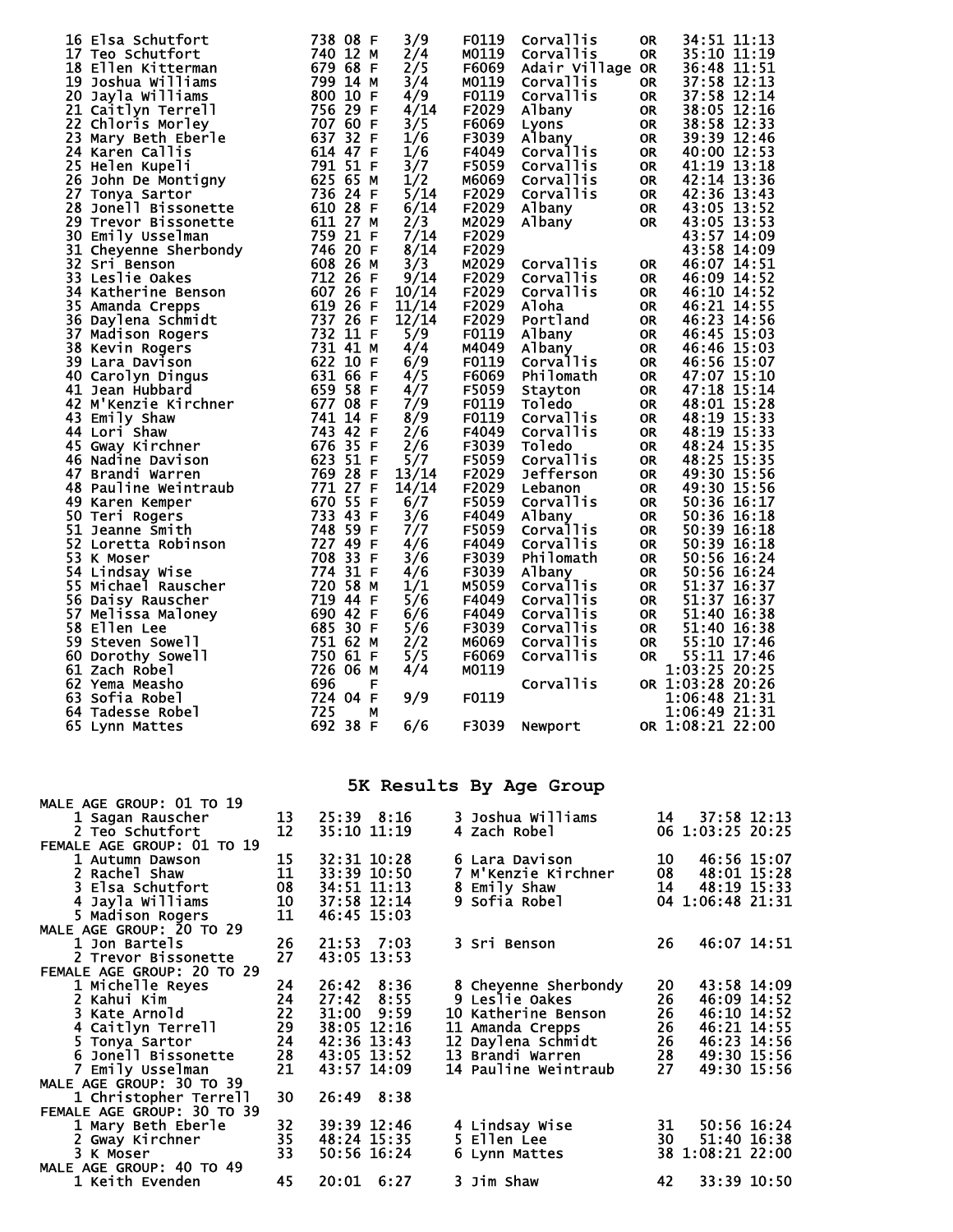| Place | Name | Bib | Age | Sex | Div Place | Division | City | State | Time | Pace |
|---|---|---|---|---|---|---|---|---|---|---|
| 16 | Elsa Schutfort | 738 | 08 | F | 3/9 | F0119 | Corvallis | OR | 34:51 | 11:13 |
| 17 | Teo Schutfort | 740 | 12 | M | 2/4 | M0119 | Corvallis | OR | 35:10 | 11:19 |
| 18 | Ellen Kitterman | 679 | 68 | F | 2/5 | F6069 | Adair Village | OR | 36:48 | 11:51 |
| 19 | Joshua Williams | 799 | 14 | M | 3/4 | M0119 | Corvallis | OR | 37:58 | 12:13 |
| 20 | Jayla Williams | 800 | 10 | F | 4/9 | F0119 | Corvallis | OR | 37:58 | 12:14 |
| 21 | Caitlyn Terrell | 756 | 29 | F | 4/14 | F2029 | Albany | OR | 38:05 | 12:16 |
| 22 | Chloris Morley | 707 | 60 | F | 3/5 | F6069 | Lyons | OR | 38:58 | 12:33 |
| 23 | Mary Beth Eberle | 637 | 32 | F | 1/6 | F3039 | Albany | OR | 39:39 | 12:46 |
| 24 | Karen Callis | 614 | 47 | F | 1/6 | F4049 | Corvallis | OR | 40:00 | 12:53 |
| 25 | Helen Kupeli | 791 | 51 | F | 3/7 | F5059 | Corvallis | OR | 41:19 | 13:18 |
| 26 | John De Montigny | 625 | 65 | M | 1/2 | M6069 | Corvallis | OR | 42:14 | 13:36 |
| 27 | Tonya Sartor | 736 | 24 | F | 5/14 | F2029 | Corvallis | OR | 42:36 | 13:43 |
| 28 | Jonell Bissonette | 610 | 28 | F | 6/14 | F2029 | Albany | OR | 43:05 | 13:52 |
| 29 | Trevor Bissonette | 611 | 27 | M | 2/3 | M2029 | Albany | OR | 43:05 | 13:53 |
| 30 | Emily Usselman | 759 | 21 | F | 7/14 | F2029 | | | 43:57 | 14:09 |
| 31 | Cheyenne Sherbondy | 746 | 20 | F | 8/14 | F2029 | | | 43:58 | 14:09 |
| 32 | Sri Benson | 608 | 26 | M | 3/3 | M2029 | Corvallis | OR | 46:07 | 14:51 |
| 33 | Leslie Oakes | 712 | 26 | F | 9/14 | F2029 | Corvallis | OR | 46:09 | 14:52 |
| 34 | Katherine Benson | 607 | 26 | F | 10/14 | F2029 | Corvallis | OR | 46:10 | 14:52 |
| 35 | Amanda Crepps | 619 | 26 | F | 11/14 | F2029 | Aloha | OR | 46:21 | 14:55 |
| 36 | Daylena Schmidt | 737 | 26 | F | 12/14 | F2029 | Portland | OR | 46:23 | 14:56 |
| 37 | Madison Rogers | 732 | 11 | F | 5/9 | F0119 | Albany | OR | 46:45 | 15:03 |
| 38 | Kevin Rogers | 731 | 41 | M | 4/4 | M4049 | Albany | OR | 46:46 | 15:03 |
| 39 | Lara Davison | 622 | 10 | F | 6/9 | F0119 | Corvallis | OR | 46:56 | 15:07 |
| 40 | Carolyn Dingus | 631 | 66 | F | 4/5 | F6069 | Philomath | OR | 47:07 | 15:10 |
| 41 | Jean Hubbard | 659 | 58 | F | 4/7 | F5059 | Stayton | OR | 47:18 | 15:14 |
| 42 | M'Kenzie Kirchner | 677 | 08 | F | 7/9 | F0119 | Toledo | OR | 48:01 | 15:28 |
| 43 | Emily Shaw | 741 | 14 | F | 8/9 | F0119 | Corvallis | OR | 48:19 | 15:33 |
| 44 | Lori Shaw | 743 | 42 | F | 2/6 | F4049 | Corvallis | OR | 48:19 | 15:33 |
| 45 | Gway Kirchner | 676 | 35 | F | 2/6 | F3039 | Toledo | OR | 48:24 | 15:35 |
| 46 | Nadine Davison | 623 | 51 | F | 5/7 | F5059 | Corvallis | OR | 48:25 | 15:35 |
| 47 | Brandi Warren | 769 | 28 | F | 13/14 | F2029 | Jefferson | OR | 49:30 | 15:56 |
| 48 | Pauline Weintraub | 771 | 27 | F | 14/14 | F2029 | Lebanon | OR | 49:30 | 15:56 |
| 49 | Karen Kemper | 670 | 55 | F | 6/7 | F5059 | Corvallis | OR | 50:36 | 16:17 |
| 50 | Teri Rogers | 733 | 43 | F | 3/6 | F4049 | Albany | OR | 50:36 | 16:18 |
| 51 | Jeanne Smith | 748 | 59 | F | 7/7 | F5059 | Corvallis | OR | 50:39 | 16:18 |
| 52 | Loretta Robinson | 727 | 49 | F | 4/6 | F4049 | Corvallis | OR | 50:39 | 16:18 |
| 53 | K Moser | 708 | 33 | F | 3/6 | F3039 | Philomath | OR | 50:56 | 16:24 |
| 54 | Lindsay Wise | 774 | 31 | F | 4/6 | F3039 | Albany | OR | 50:56 | 16:24 |
| 55 | Michael Rauscher | 720 | 58 | M | 1/1 | M5059 | Corvallis | OR | 51:37 | 16:37 |
| 56 | Daisy Rauscher | 719 | 44 | F | 5/6 | F4049 | Corvallis | OR | 51:37 | 16:37 |
| 57 | Melissa Maloney | 690 | 42 | F | 6/6 | F4049 | Corvallis | OR | 51:40 | 16:38 |
| 58 | Ellen Lee | 685 | 30 | F | 5/6 | F3039 | Corvallis | OR | 51:40 | 16:38 |
| 59 | Steven Sowell | 751 | 62 | M | 2/2 | M6069 | Corvallis | OR | 55:10 | 17:46 |
| 60 | Dorothy Sowell | 750 | 61 | F | 5/5 | F6069 | Corvallis | OR | 55:11 | 17:46 |
| 61 | Zach Robel | 726 | 06 | M | 4/4 | M0119 | | | 1:03:25 | 20:25 |
| 62 | Yema Measho | 696 | | F | | | Corvallis | OR | 1:03:28 | 20:26 |
| 63 | Sofia Robel | 724 | 04 | F | 9/9 | F0119 | | | 1:06:48 | 21:31 |
| 64 | Tadesse Robel | 725 | | M | | | | | 1:06:49 | 21:31 |
| 65 | Lynn Mattes | 692 | 38 | F | 6/6 | F3039 | Newport | OR | 1:08:21 | 22:00 |

## 5K Results By Age Group

**MALE AGE GROUP: 01 TO 19**

| Place | Name | Age | Time | Pace |
|---|---|---|---|---|
| 1 | Sagan Rauscher | 13 | 25:39 | 8:16 |
| 2 | Teo Schutfort | 12 | 35:10 | 11:19 |
| 3 | Joshua Williams | 14 | 37:58 | 12:13 |
| 4 | Zach Robel | 06 | 1:03:25 | 20:25 |

**FEMALE AGE GROUP: 01 TO 19**

| Place | Name | Age | Time | Pace |
|---|---|---|---|---|
| 1 | Autumn Dawson | 15 | 32:31 | 10:28 |
| 2 | Rachel Shaw | 11 | 33:39 | 10:50 |
| 3 | Elsa Schutfort | 08 | 34:51 | 11:13 |
| 4 | Jayla Williams | 10 | 37:58 | 12:14 |
| 5 | Madison Rogers | 11 | 46:45 | 15:03 |
| 6 | Lara Davison | 10 | 46:56 | 15:07 |
| 7 | M'Kenzie Kirchner | 08 | 48:01 | 15:28 |
| 8 | Emily Shaw | 14 | 48:19 | 15:33 |
| 9 | Sofia Robel | 04 | 1:06:48 | 21:31 |

**MALE AGE GROUP: 20 TO 29**

| Place | Name | Age | Time | Pace |
|---|---|---|---|---|
| 1 | Jon Bartels | 26 | 21:53 | 7:03 |
| 2 | Trevor Bissonette | 27 | 43:05 | 13:53 |
| 3 | Sri Benson | 26 | 46:07 | 14:51 |

**FEMALE AGE GROUP: 20 TO 29**

| Place | Name | Age | Time | Pace |
|---|---|---|---|---|
| 1 | Michelle Reyes | 24 | 26:42 | 8:36 |
| 2 | Kahui Kim | 24 | 27:42 | 8:55 |
| 3 | Kate Arnold | 22 | 31:00 | 9:59 |
| 4 | Caitlyn Terrell | 29 | 38:05 | 12:16 |
| 5 | Tonya Sartor | 24 | 42:36 | 13:43 |
| 6 | Jonell Bissonette | 28 | 43:05 | 13:52 |
| 7 | Emily Usselman | 21 | 43:57 | 14:09 |
| 8 | Cheyenne Sherbondy | 20 | 43:58 | 14:09 |
| 9 | Leslie Oakes | 26 | 46:09 | 14:52 |
| 10 | Katherine Benson | 26 | 46:10 | 14:52 |
| 11 | Amanda Crepps | 26 | 46:21 | 14:55 |
| 12 | Daylena Schmidt | 26 | 46:23 | 14:56 |
| 13 | Brandi Warren | 28 | 49:30 | 15:56 |
| 14 | Pauline Weintraub | 27 | 49:30 | 15:56 |

**MALE AGE GROUP: 30 TO 39**

| Place | Name | Age | Time | Pace |
|---|---|---|---|---|
| 1 | Christopher Terrell | 30 | 26:49 | 8:38 |

**FEMALE AGE GROUP: 30 TO 39**

| Place | Name | Age | Time | Pace |
|---|---|---|---|---|
| 1 | Mary Beth Eberle | 32 | 39:39 | 12:46 |
| 2 | Gway Kirchner | 35 | 48:24 | 15:35 |
| 3 | K Moser | 33 | 50:56 | 16:24 |
| 4 | Lindsay Wise | 31 | 50:56 | 16:24 |
| 5 | Ellen Lee | 30 | 51:40 | 16:38 |
| 6 | Lynn Mattes | 38 | 1:08:21 | 22:00 |

**MALE AGE GROUP: 40 TO 49**

| Place | Name | Age | Time | Pace |
|---|---|---|---|---|
| 1 | Keith Evenden | 45 | 20:01 | 6:27 |
| 3 | Jim Shaw | 42 | 33:39 | 10:50 |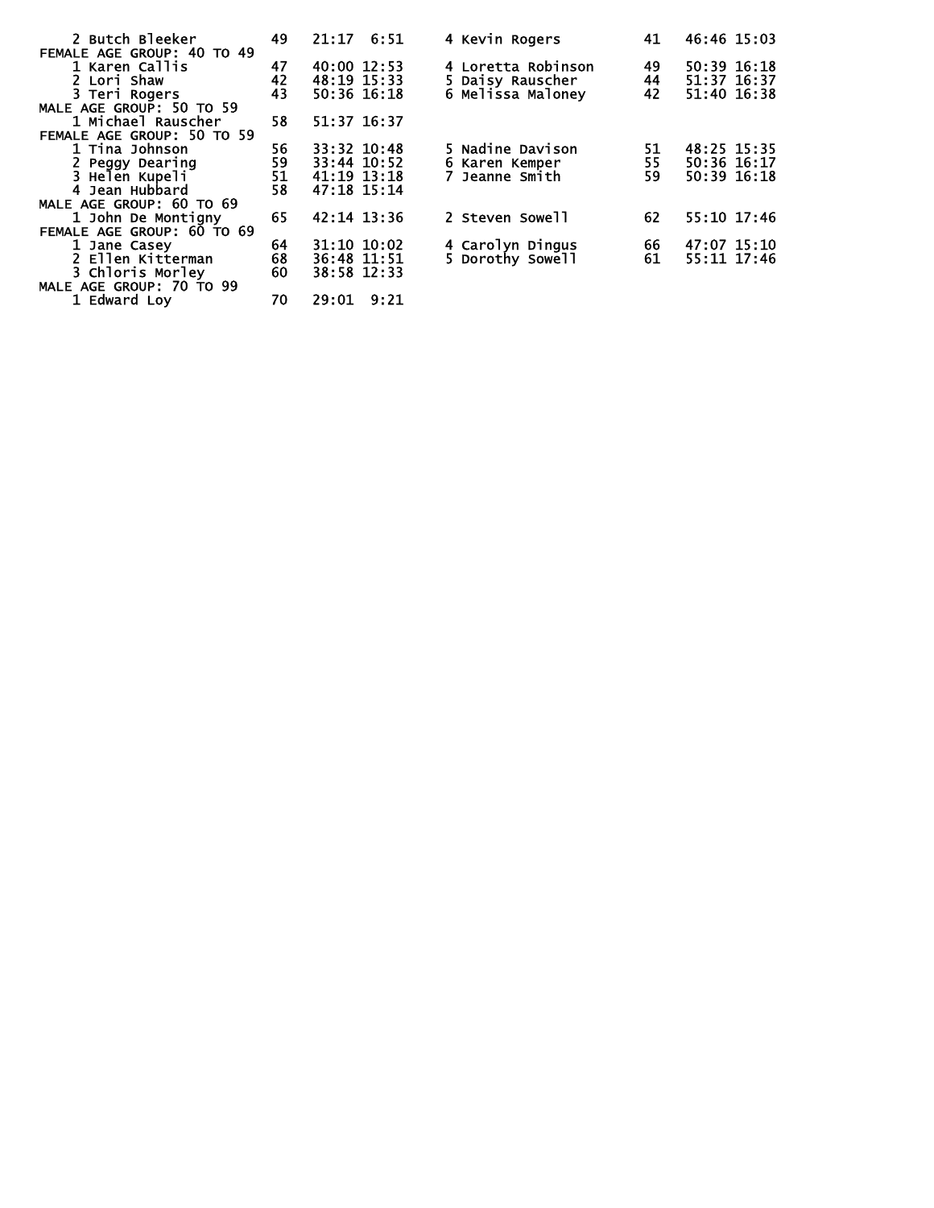| | | | | |
|---|---|---|---|---|
| 2 Butch Bleeker | 49 | 21:17 | 6:51 | |
| 4 Kevin Rogers | 41 | 46:46 | 15:03 | |

FEMALE AGE GROUP: 40 TO 49

| | | | |
|---|---|---|---|
| 1 Karen Callis | 47 | 40:00 | 12:53 |
| 2 Lori Shaw | 42 | 48:19 | 15:33 |
| 3 Teri Rogers | 43 | 50:36 | 16:18 |
| 4 Loretta Robinson | 49 | 50:39 | 16:18 |
| 5 Daisy Rauscher | 44 | 51:37 | 16:37 |
| 6 Melissa Maloney | 42 | 51:40 | 16:38 |

MALE AGE GROUP: 50 TO 59

| | | | |
|---|---|---|---|
| 1 Michael Rauscher | 58 | 51:37 | 16:37 |

FEMALE AGE GROUP: 50 TO 59

| | | | |
|---|---|---|---|
| 1 Tina Johnson | 56 | 33:32 | 10:48 |
| 2 Peggy Dearing | 59 | 33:44 | 10:52 |
| 3 Helen Kupeli | 51 | 41:19 | 13:18 |
| 4 Jean Hubbard | 58 | 47:18 | 15:14 |
| 5 Nadine Davison | 51 | 48:25 | 15:35 |
| 6 Karen Kemper | 55 | 50:36 | 16:17 |
| 7 Jeanne Smith | 59 | 50:39 | 16:18 |

MALE AGE GROUP: 60 TO 69

| | | | |
|---|---|---|---|
| 1 John De Montigny | 65 | 42:14 | 13:36 |
| 2 Steven Sowell | 62 | 55:10 | 17:46 |

FEMALE AGE GROUP: 60 TO 69

| | | | |
|---|---|---|---|
| 1 Jane Casey | 64 | 31:10 | 10:02 |
| 2 Ellen Kitterman | 68 | 36:48 | 11:51 |
| 3 Chloris Morley | 60 | 38:58 | 12:33 |
| 4 Carolyn Dingus | 66 | 47:07 | 15:10 |
| 5 Dorothy Sowell | 61 | 55:11 | 17:46 |

MALE AGE GROUP: 70 TO 99

| | | | |
|---|---|---|---|
| 1 Edward Loy | 70 | 29:01 | 9:21 |